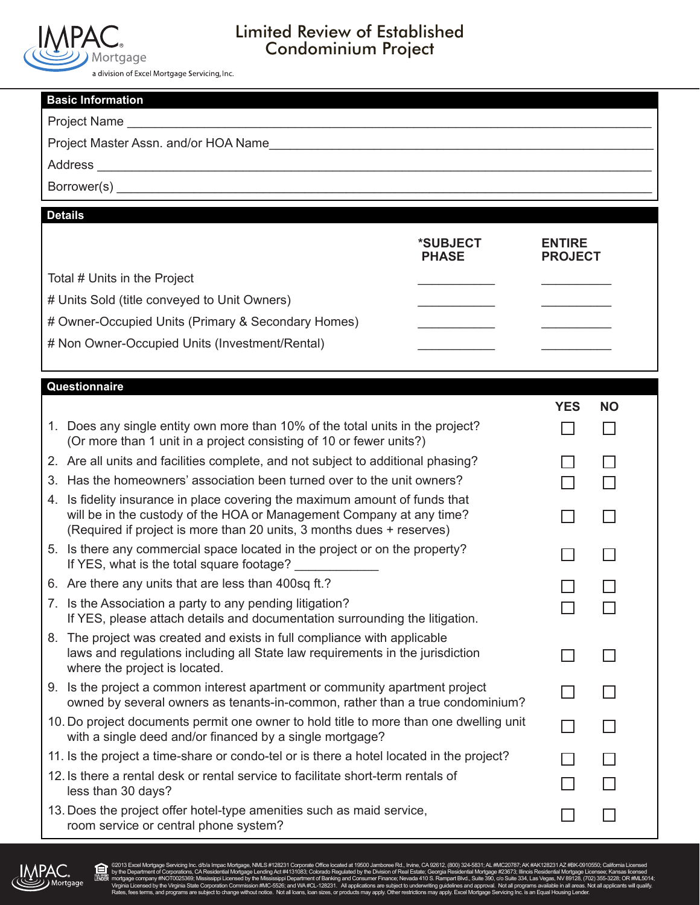IMPAC Mortgage
a division of Excel Mortgage Servicing, Inc.

# Limited Review of Established Condominium Project

## Basic Information

Project Name ____________________________________________

Project Master Assn. and/or HOA Name ____________________________________________

Address ____________________________________________

Borrower(s) ____________________________________________

## Details

| | *SUBJECT PHASE | ENTIRE PROJECT |
|---|---|---|
| Total # Units in the Project | ________ | ________ |
| # Units Sold (title conveyed to Unit Owners) | ________ | ________ |
| # Owner-Occupied Units (Primary & Secondary Homes) | ________ | ________ |
| # Non Owner-Occupied Units (Investment/Rental) | ________ | ________ |

## Questionnaire

| | YES | NO |
|---|---|---|
| 1. Does any single entity own more than 10% of the total units in the project? (Or more than 1 unit in a project consisting of 10 or fewer units?) | ☐ | ☐ |
| 2. Are all units and facilities complete, and not subject to additional phasing? | ☐ | ☐ |
| 3. Has the homeowners' association been turned over to the unit owners? | ☐ | ☐ |
| 4. Is fidelity insurance in place covering the maximum amount of funds that will be in the custody of the HOA or Management Company at any time? (Required if project is more than 20 units, 3 months dues + reserves) | ☐ | ☐ |
| 5. Is there any commercial space located in the project or on the property? If YES, what is the total square footage? ____________ | ☐ | ☐ |
| 6. Are there any units that are less than 400sq ft.? | ☐ | ☐ |
| 7. Is the Association a party to any pending litigation? If YES, please attach details and documentation surrounding the litigation. | ☐ | ☐ |
| 8. The project was created and exists in full compliance with applicable laws and regulations including all State law requirements in the jurisdiction where the project is located. | ☐ | ☐ |
| 9. Is the project a common interest apartment or community apartment project owned by several owners as tenants-in-common, rather than a true condominium? | ☐ | ☐ |
| 10. Do project documents permit one owner to hold title to more than one dwelling unit with a single deed and/or financed by a single mortgage? | ☐ | ☐ |
| 11. Is the project a time-share or condo-tel or is there a hotel located in the project? | ☐ | ☐ |
| 12. Is there a rental desk or rental service to facilitate short-term rentals of less than 30 days? | ☐ | ☐ |
| 13. Does the project offer hotel-type amenities such as maid service, room service or central phone system? | ☐ | ☐ |

©2013 Excel Mortgage Servicing Inc. d/b/a Impac Mortgage, NMLS #128231 Corporate Office located at 19500 Jamboree Rd., Irvine, CA 92612, (800) 324-5831; AL #MC20787; AK #AK128231 AZ #BK-0910550; California Licensed by the Department of Corporations, CA Residential Mortgage Lending Act #4131083; Colorado Regulated by the Division of Real Estate; Georgia Residential Mortgage #23673; Illinois Residential Mortgage Licensee; Kansas licensed mortgage company #NOT0025369; Mississippi Licensed by the Mississippi Department of Banking and Consumer Finance; Nevada 410 S. Rampart Blvd., Suite 390, c/o Suite 334, Las Vegas, NV 89128, (702) 355-3228; OR #ML5014; Virginia Licensed by the Virginia State Corporation Commission #MC-5526; and WA #CL-128231. All applications are subject to underwriting guidelines and approval. Not all programs available in all areas. Not all applicants will qualify. Rates, fees terms, and programs are subject to change without notice. Not all loans, loan sizes, or products may apply. Other restrictions may apply. Excel Mortgage Servicing Inc. is an Equal Housing Lender.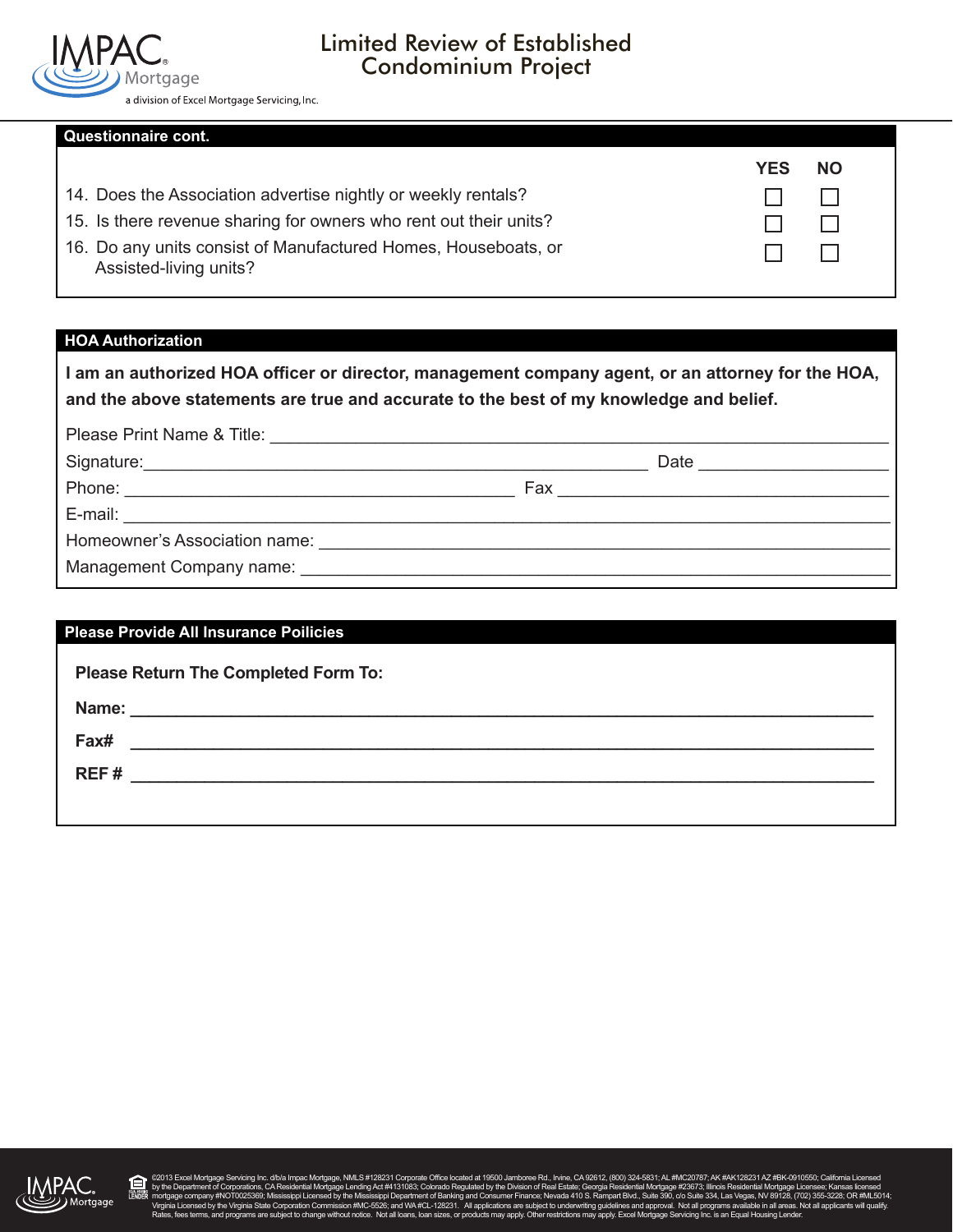# Limited Review of Established Condominium Project

## Questionnaire cont.

| | YES | NO |
|---|---|---|
| 14. Does the Association advertise nightly or weekly rentals? | ☐ | ☐ |
| 15. Is there revenue sharing for owners who rent out their units? | ☐ | ☐ |
| 16. Do any units consist of Manufactured Homes, Houseboats, or Assisted-living units? | ☐ | ☐ |

## HOA Authorization

**I am an authorized HOA officer or director, management company agent, or an attorney for the HOA, and the above statements are true and accurate to the best of my knowledge and belief.**

Please Print Name & Title: ___________________________________________

Signature: ___________________________________ Date ___________________

Phone: ______________________________ Fax ______________________________

E-mail: ___________________________________________________________

Homeowner's Association name: ______________________________________

Management Company name: ________________________________________

## Please Provide All Insurance Poilicies

**Please Return The Completed Form To:**

**Name:** ___________________________________________________________

**Fax#** ___________________________________________________________

**REF #** ___________________________________________________________

©2013 Excel Mortgage Servicing Inc. d/b/a Impac Mortgage, NMLS #128231 Corporate Office located at 19500 Jamboree Rd., Irvine, CA 92612, (800) 324-5831; AL #MC20787; AK #AK128231 AZ #BK-0910550; California Licensed by the Department of Corporations, CA Residential Mortgage Lending Act #4131083; Colorado Regulated by the Division of Real Estate; Georgia Residential Mortgage #23673; Illinois Residential Mortgage Licensee; Kansas licensed mortgage company #NOT0025369; Mississippi Licensed by the Mississippi Department of Banking and Consumer Finance; Nevada 410 S. Rampart Blvd., Suite 390, c/o Suite 334, Las Vegas, NV 89128, (702) 355-3228; OR #ML5014; Virginia Licensed by the Virginia State Corporation Commission #MC-5526; and WA #CL-128231. All applications are subject to underwriting guidelines and approval. Not all programs available in all areas. Not all applicants will qualify. Rates, fees terms, and programs are subject to change without notice. Not all loans, loan sizes, or products may apply. Other restrictions may apply. Excel Mortgage Servicing Inc. is an Equal Housing Lender.